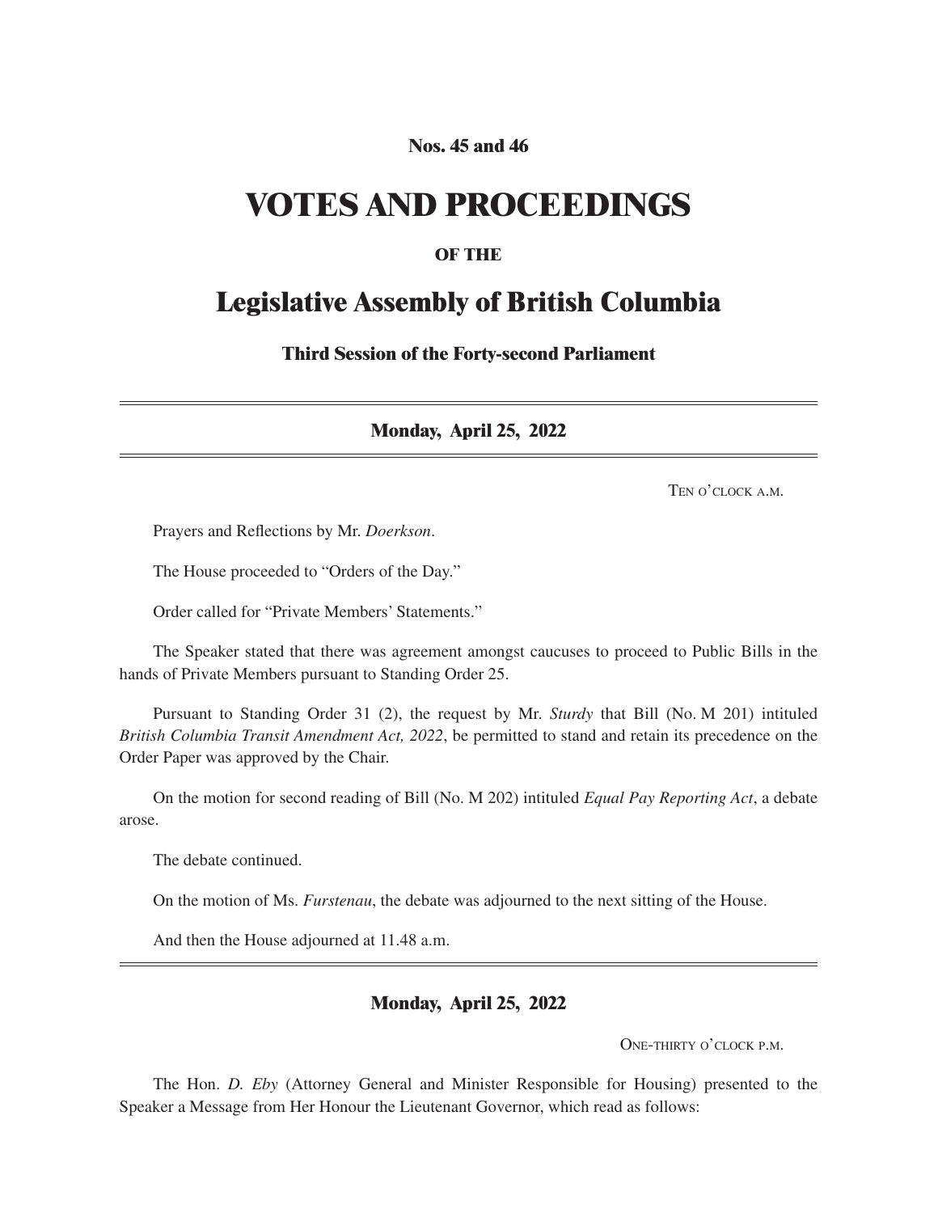**Nos. 45 and 46**

# VOTES AND PROCEEDINGS

**OF THE**

# Legislative Assembly of British Columbia

**Third Session of the Forty-second Parliament**

---

## Monday, April 25, 2022

---

Ten o'clock a.m.

Prayers and Reflections by Mr. *Doerkson*.

The House proceeded to "Orders of the Day."

Order called for "Private Members' Statements."

The Speaker stated that there was agreement amongst caucuses to proceed to Public Bills in the hands of Private Members pursuant to Standing Order 25.

Pursuant to Standing Order 31 (2), the request by Mr. *Sturdy* that Bill (No. M 201) intituled *British Columbia Transit Amendment Act, 2022*, be permitted to stand and retain its precedence on the Order Paper was approved by the Chair.

On the motion for second reading of Bill (No. M 202) intituled *Equal Pay Reporting Act*, a debate arose.

The debate continued.

On the motion of Ms. *Furstenau*, the debate was adjourned to the next sitting of the House.

And then the House adjourned at 11.48 a.m.

---

## Monday, April 25, 2022

One-thirty o'clock p.m.

The Hon. *D. Eby* (Attorney General and Minister Responsible for Housing) presented to the Speaker a Message from Her Honour the Lieutenant Governor, which read as follows: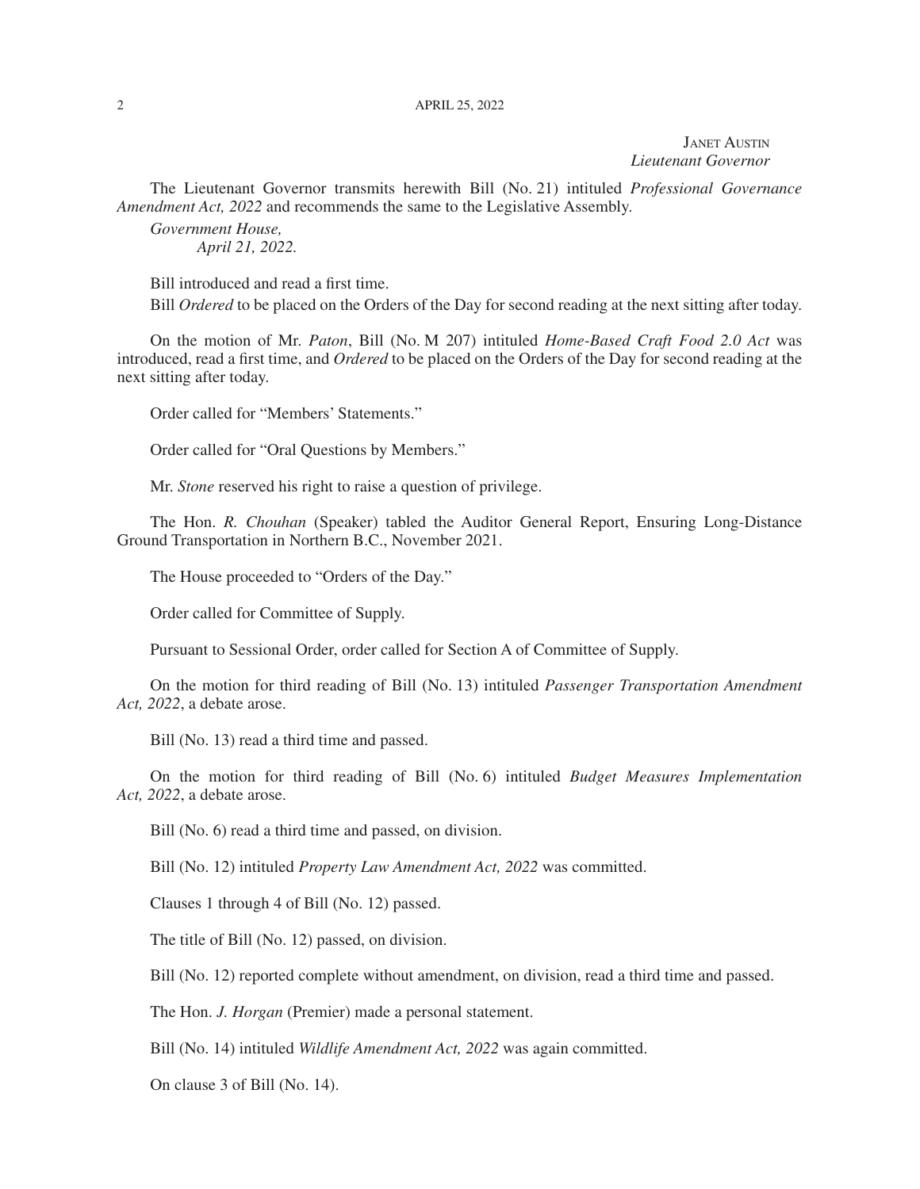Janet Austin
*Lieutenant Governor*

The Lieutenant Governor transmits herewith Bill (No. 21) intituled *Professional Governance Amendment Act, 2022* and recommends the same to the Legislative Assembly.

*Government House,*
*April 21, 2022.*

Bill introduced and read a first time.

Bill *Ordered* to be placed on the Orders of the Day for second reading at the next sitting after today.

On the motion of Mr. *Paton*, Bill (No. M 207) intituled *Home-Based Craft Food 2.0 Act* was introduced, read a first time, and *Ordered* to be placed on the Orders of the Day for second reading at the next sitting after today.

Order called for "Members' Statements."

Order called for "Oral Questions by Members."

Mr. *Stone* reserved his right to raise a question of privilege.

The Hon. *R. Chouhan* (Speaker) tabled the Auditor General Report, Ensuring Long-Distance Ground Transportation in Northern B.C., November 2021.

The House proceeded to "Orders of the Day."

Order called for Committee of Supply.

Pursuant to Sessional Order, order called for Section A of Committee of Supply.

On the motion for third reading of Bill (No. 13) intituled *Passenger Transportation Amendment Act, 2022*, a debate arose.

Bill (No. 13) read a third time and passed.

On the motion for third reading of Bill (No. 6) intituled *Budget Measures Implementation Act, 2022*, a debate arose.

Bill (No. 6) read a third time and passed, on division.

Bill (No. 12) intituled *Property Law Amendment Act, 2022* was committed.

Clauses 1 through 4 of Bill (No. 12) passed.

The title of Bill (No. 12) passed, on division.

Bill (No. 12) reported complete without amendment, on division, read a third time and passed.

The Hon. *J. Horgan* (Premier) made a personal statement.

Bill (No. 14) intituled *Wildlife Amendment Act, 2022* was again committed.

On clause 3 of Bill (No. 14).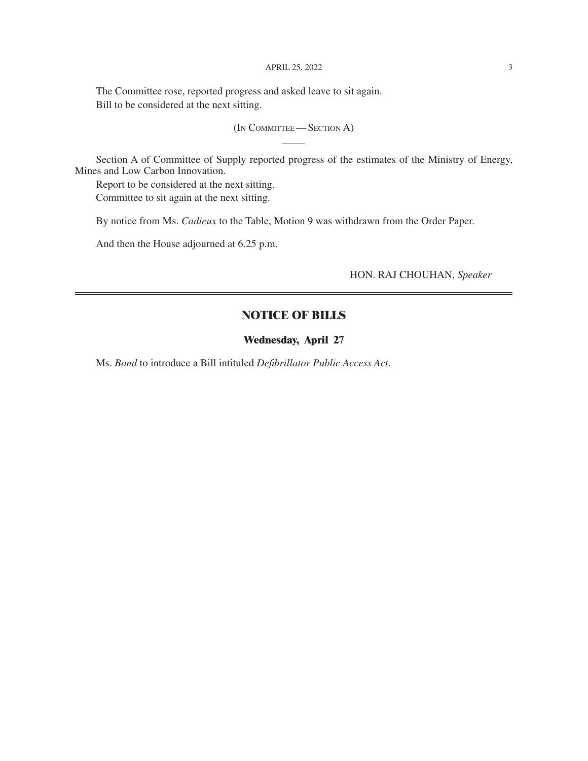The Committee rose, reported progress and asked leave to sit again.

Bill to be considered at the next sitting.

(In Committee — Section A)

Section A of Committee of Supply reported progress of the estimates of the Ministry of Energy, Mines and Low Carbon Innovation.

Report to be considered at the next sitting.

Committee to sit again at the next sitting.

By notice from Ms. *Cadieux* to the Table, Motion 9 was withdrawn from the Order Paper.

And then the House adjourned at 6.25 p.m.

HON. RAJ CHOUHAN, *Speaker*

---

## NOTICE OF BILLS

### Wednesday, April 27

Ms. *Bond* to introduce a Bill intituled *Defibrillator Public Access Act*.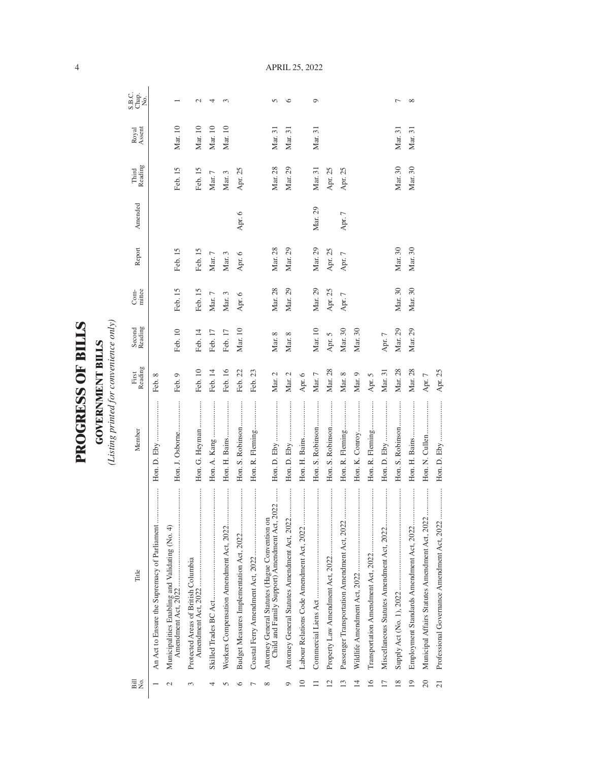# PROGRESS OF BILLS

## GOVERNMENT BILLS

*(Listing printed for convenience only)*

| Bill No. | Title | Member | First Reading | Second Reading | Committee | Report | Amended | Third Reading | Royal Assent | S.B.C. Chap. No. |
|---|---|---|---|---|---|---|---|---|---|---|
| 1 | An Act to Ensure the Supremacy of Parliament | Hon. D. Eby | Feb. 8 | | | | | | | |
| 2 | Municipalities Enabling and Validating (No. 4) Amendment Act, 2022 | Hon. J. Osborne | Feb. 9 | Feb. 10 | Feb. 15 | Feb. 15 | | Feb. 15 | Mar. 10 | 1 |
| 3 | Protected Areas of British Columbia Amendment Act, 2022 | Hon. G. Heyman | Feb. 10 | Feb. 14 | Feb. 15 | Feb. 15 | | Feb. 15 | Mar. 10 | 2 |
| 4 | Skilled Trades BC Act | Hon. A. Kang | Feb. 14 | Feb. 17 | Mar. 7 | Mar. 7 | | Mar. 7 | Mar. 10 | 4 |
| 5 | Workers Compensation Amendment Act, 2022 | Hon. H. Bains | Feb. 16 | Feb. 17 | Mar. 3 | Mar. 3 | | Mar. 3 | Mar. 10 | 3 |
| 6 | Budget Measures Implementation Act, 2022 | Hon. S. Robinson | Feb. 22 | Mar. 10 | Apr. 6 | Apr. 6 | Apr. 6 | Apr. 25 | | |
| 7 | Coastal Ferry Amendment Act, 2022 | Hon. R. Fleming | Feb. 23 | | | | | | | |
| 8 | Attorney General Statutes (Hague Convention on Child and Family Support) Amendment Act, 2022 | Hon. D. Eby | Mar. 2 | Mar. 8 | Mar. 28 | Mar. 28 | | Mar. 28 | Mar. 31 | 5 |
| 9 | Attorney General Statutes Amendment Act, 2022 | Hon. D. Eby | Mar. 2 | Mar. 8 | Mar. 29 | Mar. 29 | | Mar. 29 | Mar. 31 | 6 |
| 10 | Labour Relations Code Amendment Act, 2022 | Hon. H. Bains | Apr. 6 | | | | | | | |
| 11 | Commercial Liens Act | Hon. S. Robinson | Mar. 7 | Mar. 10 | Mar. 29 | Mar. 29 | Mar. 29 | Mar. 31 | Mar. 31 | 9 |
| 12 | Property Law Amendment Act, 2022 | Hon. S. Robinson | Mar. 28 | Apr. 5 | Apr. 25 | Apr. 25 | | Apr. 25 | | |
| 13 | Passenger Transportation Amendment Act, 2022 | Hon. R. Fleming | Mar. 8 | Mar. 30 | Apr. 7 | Apr. 7 | Apr. 7 | Apr. 25 | | |
| 14 | Wildlife Amendment Act, 2022 | Hon. K. Conroy | Mar. 9 | Mar. 30 | | | | | | |
| 16 | Transportation Amendment Act, 2022 | Hon. R. Fleming | Apr. 5 | | | | | | | |
| 17 | Miscellaneous Statutes Amendment Act, 2022 | Hon. D. Eby | Mar. 31 | Apr. 7 | | | | | | |
| 18 | Supply Act (No. 1), 2022 | Hon. S. Robinson | Mar. 28 | Mar. 29 | Mar. 30 | Mar. 30 | | Mar. 30 | Mar. 31 | 7 |
| 19 | Employment Standards Amendment Act, 2022 | Hon. H. Bains | Mar. 28 | Mar. 29 | Mar. 30 | Mar. 30 | | Mar. 30 | Mar. 31 | 8 |
| 20 | Municipal Affairs Statutes Amendment Act, 2022 | Hon. N. Cullen | Apr. 7 | | | | | | | |
| 21 | Professional Governance Amendment Act, 2022 | Hon. D. Eby | Apr. 25 | | | | | | | |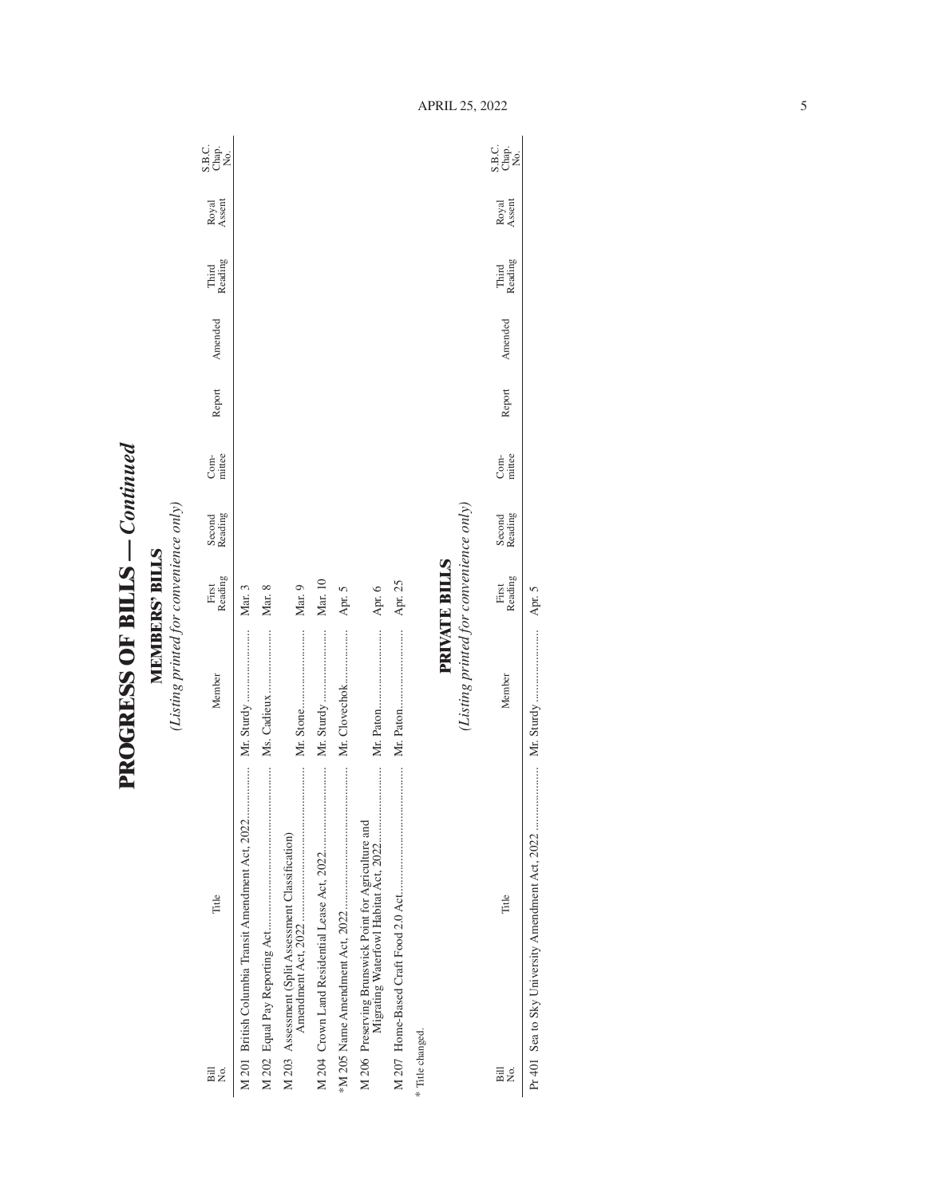# PROGRESS OF BILLS — *Continued*

## MEMBERS' BILLS

*(Listing printed for convenience only)*

| Bill No. | Title | Member | First Reading | Second Reading | Com-mittee | Report | Amended | Third Reading | Royal Assent | S.B.C. Chap. No. |
|---|---|---|---|---|---|---|---|---|---|---|
| M 201 | British Columbia Transit Amendment Act, 2022 | Mr. Sturdy | Mar. 3 | | | | | | | |
| M 202 | Equal Pay Reporting Act | Ms. Cadieux | Mar. 8 | | | | | | | |
| M 203 | Assessment (Split Assessment Classification) Amendment Act, 2022 | Mr. Stone | Mar. 9 | | | | | | | |
| M 204 | Crown Land Residential Lease Act, 2022 | Mr. Sturdy | Mar. 10 | | | | | | | |
| *M 205 | Name Amendment Act, 2022 | Mr. Clovechok | Apr. 5 | | | | | | | |
| M 206 | Preserving Brunswick Point for Agriculture and Migrating Waterfowl Habitat Act, 2022 | Mr. Paton | Apr. 6 | | | | | | | |
| M 207 | Home-Based Craft Food 2.0 Act | Mr. Paton | Apr. 25 | | | | | | | |

\* Title changed.

## PRIVATE BILLS

*(Listing printed for convenience only)*

| Bill No. | Title | Member | First Reading | Second Reading | Com-mittee | Report | Amended | Third Reading | Royal Assent | S.B.C. Chap. No. |
|---|---|---|---|---|---|---|---|---|---|---|
| Pr 401 | Sea to Sky University Amendment Act, 2022 | Mr. Sturdy | Apr. 5 | | | | | | | |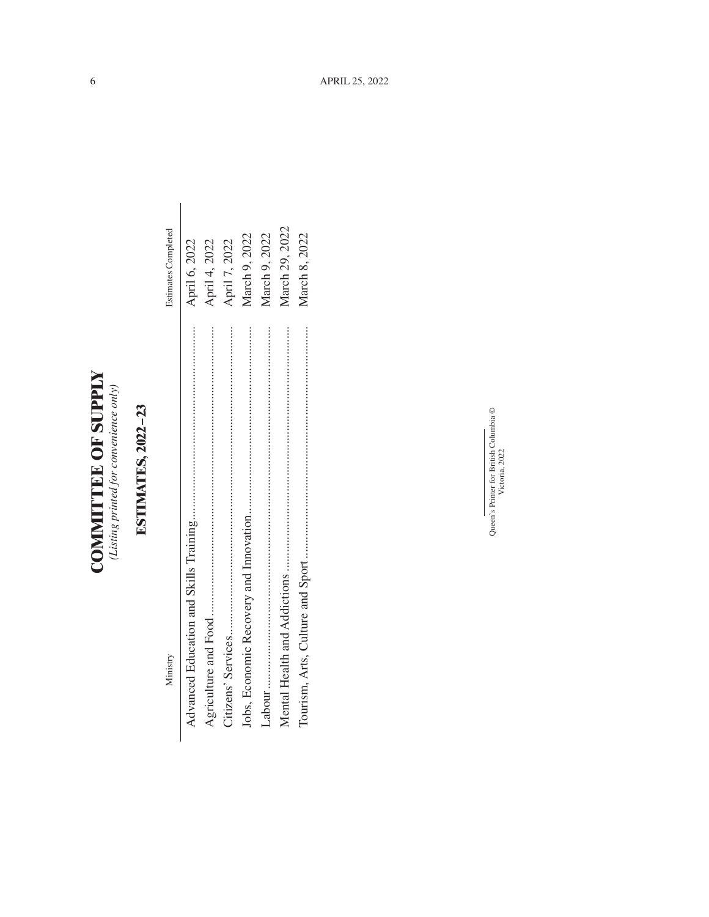# COMMITTEE OF SUPPLY

*(Listing printed for convenience only)*

## ESTIMATES, 2022–23

| Ministry | Estimates Completed |
| --- | --- |
| Advanced Education and Skills Training | April 6, 2022 |
| Agriculture and Food | April 4, 2022 |
| Citizens' Services | April 7, 2022 |
| Jobs, Economic Recovery and Innovation | March 9, 2022 |
| Labour | March 9, 2022 |
| Mental Health and Addictions | March 29, 2022 |
| Tourism, Arts, Culture and Sport | March 8, 2022 |

Queen's Printer for British Columbia ©
Victoria, 2022